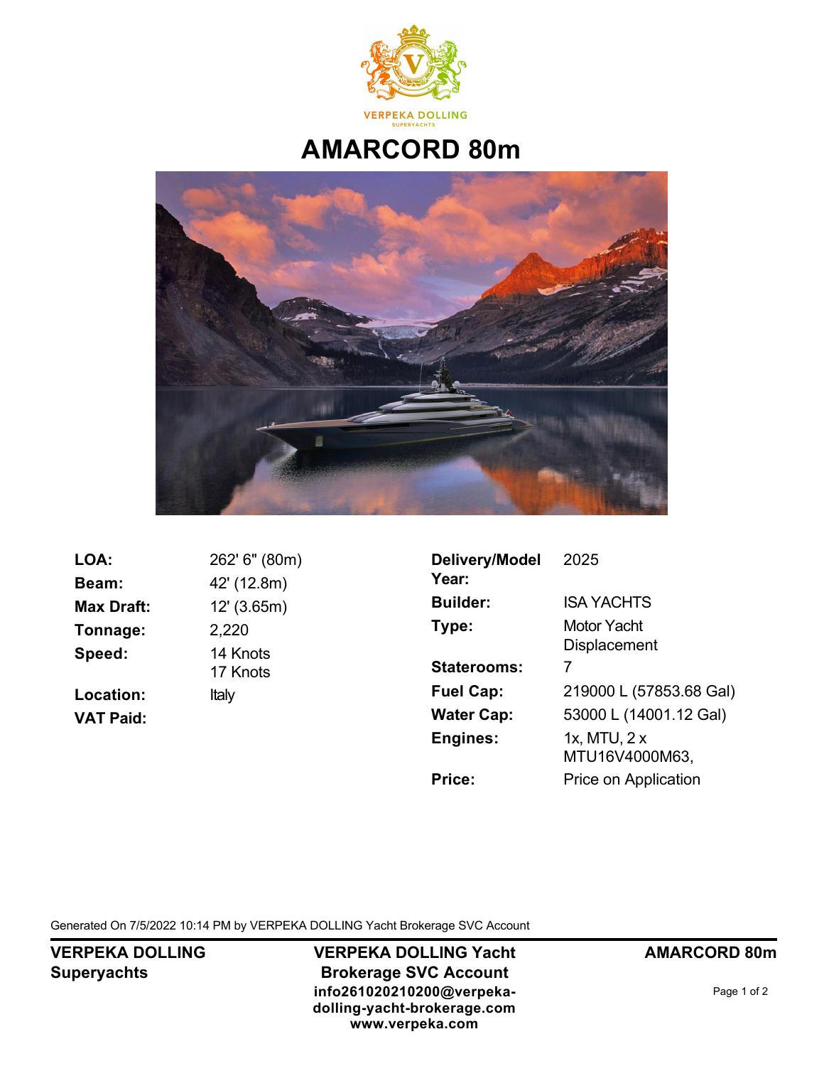VERPEKA DOLLING
SUPERYACHTS

# AMARCORD 80m

| | | | |
|---|---|---|---|
| **LOA:** | 262' 6" (80m) | **Delivery/Model Year:** | 2025 |
| **Beam:** | 42' (12.8m) | **Builder:** | ISA YACHTS |
| **Max Draft:** | 12' (3.65m) | **Type:** | Motor Yacht Displacement |
| **Tonnage:** | 2,220 | **Staterooms:** | 7 |
| **Speed:** | 14 Knots<br>17 Knots | **Fuel Cap:** | 219000 L (57853.68 Gal) |
| **Location:** | Italy | **Water Cap:** | 53000 L (14001.12 Gal) |
| **VAT Paid:** | | **Engines:** | 1x, MTU, 2 x MTU16V4000M63, |
| | | **Price:** | Price on Application |

Generated On 7/5/2022 10:14 PM by VERPEKA DOLLING Yacht Brokerage SVC Account

**VERPEKA DOLLING Superyachts**

**VERPEKA DOLLING Yacht Brokerage SVC Account**
**info261020210200@verpeka-dolling-yacht-brokerage.com**
**www.verpeka.com**

**AMARCORD 80m**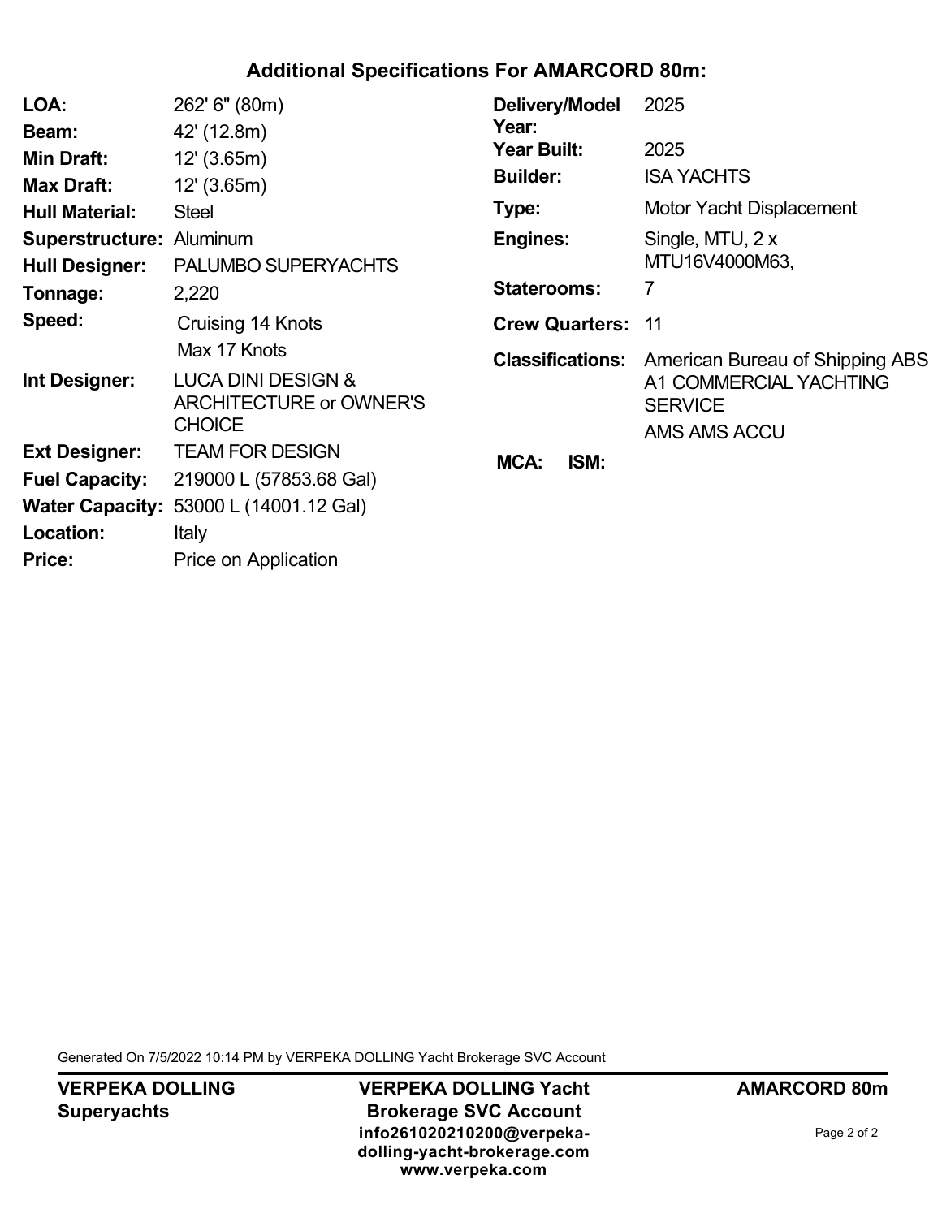## Additional Specifications For AMARCORD 80m:

| | |
|---|---|
| **LOA:** | 262' 6" (80m) |
| **Beam:** | 42' (12.8m) |
| **Min Draft:** | 12' (3.65m) |
| **Max Draft:** | 12' (3.65m) |
| **Hull Material:** | Steel |
| **Superstructure:** | Aluminum |
| **Hull Designer:** | PALUMBO SUPERYACHTS |
| **Tonnage:** | 2,220 |
| **Speed:** | Cruising 14 Knots<br>Max 17 Knots |
| **Int Designer:** | LUCA DINI DESIGN & ARCHITECTURE or OWNER'S CHOICE |
| **Ext Designer:** | TEAM FOR DESIGN |
| **Fuel Capacity:** | 219000 L (57853.68 Gal) |
| **Water Capacity:** | 53000 L (14001.12 Gal) |
| **Location:** | Italy |
| **Price:** | Price on Application |

| | |
|---|---|
| **Delivery/Model Year:** | 2025 |
| **Year Built:** | 2025 |
| **Builder:** | ISA YACHTS |
| **Type:** | Motor Yacht Displacement |
| **Engines:** | Single, MTU, 2 x MTU16V4000M63, |
| **Staterooms:** | 7 |
| **Crew Quarters:** | 11 |
| **Classifications:** | American Bureau of Shipping ABS A1 COMMERCIAL YACHTING SERVICE<br>AMS AMS ACCU |
| **MCA:** | |
| **ISM:** | |

Generated On 7/5/2022 10:14 PM by VERPEKA DOLLING Yacht Brokerage SVC Account

**VERPEKA DOLLING Superyachts**

**VERPEKA DOLLING Yacht Brokerage SVC Account**
**info261020210200@verpeka-dolling-yacht-brokerage.com**
**www.verpeka.com**

**AMARCORD 80m**